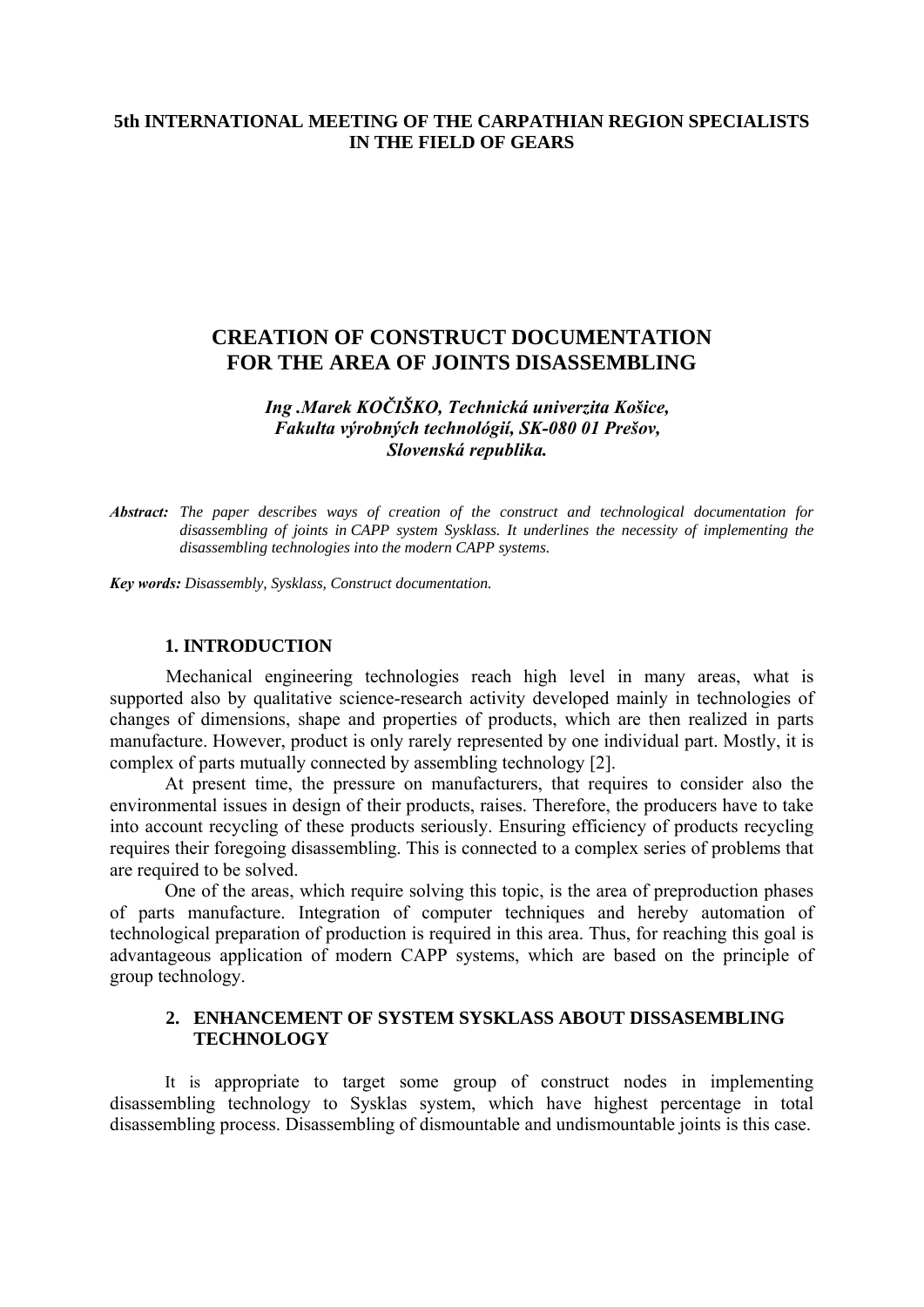**5th INTERNATIONAL MEETING OF THE CARPATHIAN REGION SPECIALISTS IN THE FIELD OF GEARS**

# CREATION OF CONSTRUCT DOCUMENTATION FOR THE AREA OF JOINTS DISASSEMBLING

***Ing .Marek KOČIŠKO, Technická univerzita Košice, Fakulta výrobných technológií, SK-080 01 Prešov, Slovenská republika.***

***Abstract:*** *The paper describes ways of creation of the construct and technological documentation for disassembling of joints in CAPP system Sysklass. It underlines the necessity of implementing the disassembling technologies into the modern CAPP systems.*

***Key words:*** *Disassembly, Sysklass, Construct documentation.*

## 1. INTRODUCTION

Mechanical engineering technologies reach high level in many areas, what is supported also by qualitative science-research activity developed mainly in technologies of changes of dimensions, shape and properties of products, which are then realized in parts manufacture. However, product is only rarely represented by one individual part. Mostly, it is complex of parts mutually connected by assembling technology [2].

At present time, the pressure on manufacturers, that requires to consider also the environmental issues in design of their products, raises. Therefore, the producers have to take into account recycling of these products seriously. Ensuring efficiency of products recycling requires their foregoing disassembling. This is connected to a complex series of problems that are required to be solved.

One of the areas, which require solving this topic, is the area of preproduction phases of parts manufacture. Integration of computer techniques and hereby automation of technological preparation of production is required in this area. Thus, for reaching this goal is advantageous application of modern CAPP systems, which are based on the principle of group technology.

## 2. ENHANCEMENT OF SYSTEM SYSKLASS ABOUT DISSASEMBLING TECHNOLOGY

It is appropriate to target some group of construct nodes in implementing disassembling technology to Sysklas system, which have highest percentage in total disassembling process. Disassembling of dismountable and undismountable joints is this case.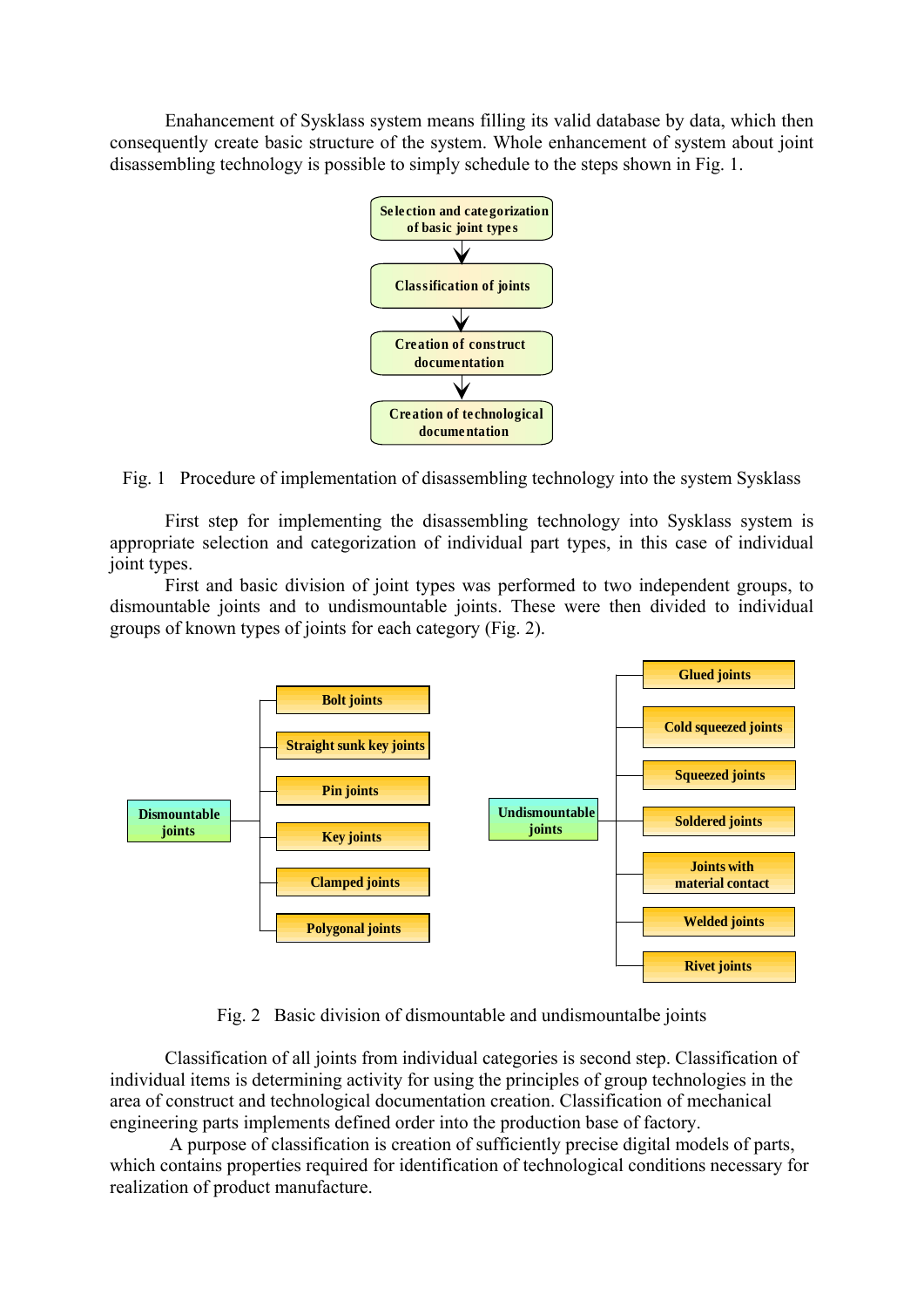Enahancement of Sysklass system means filling its valid database by data, which then consequently create basic structure of the system. Whole enhancement of system about joint disassembling technology is possible to simply schedule to the steps shown in Fig. 1.

Selection and categorization of basic joint types → Classification of joints → Creation of construct documentation → Creation of technological documentation

Fig. 1 Procedure of implementation of disassembling technology into the system Sysklass

First step for implementing the disassembling technology into Sysklass system is appropriate selection and categorization of individual part types, in this case of individual joint types.

First and basic division of joint types was performed to two independent groups, to dismountable joints and to undismountable joints. These were then divided to individual groups of known types of joints for each category (Fig. 2).

- Dismountable joints
  - Bolt joints
  - Straight sunk key joints
  - Pin joints
  - Key joints
  - Clamped joints
  - Polygonal joints
- Undismountable joints
  - Glued joints
  - Cold squeezed joints
  - Squeezed joints
  - Soldered joints
  - Joints with material contact
  - Welded joints
  - Rivet joints

Fig. 2 Basic division of dismountable and undismountalbe joints

Classification of all joints from individual categories is second step. Classification of individual items is determining activity for using the principles of group technologies in the area of construct and technological documentation creation. Classification of mechanical engineering parts implements defined order into the production base of factory.

A purpose of classification is creation of sufficiently precise digital models of parts, which contains properties required for identification of technological conditions necessary for realization of product manufacture.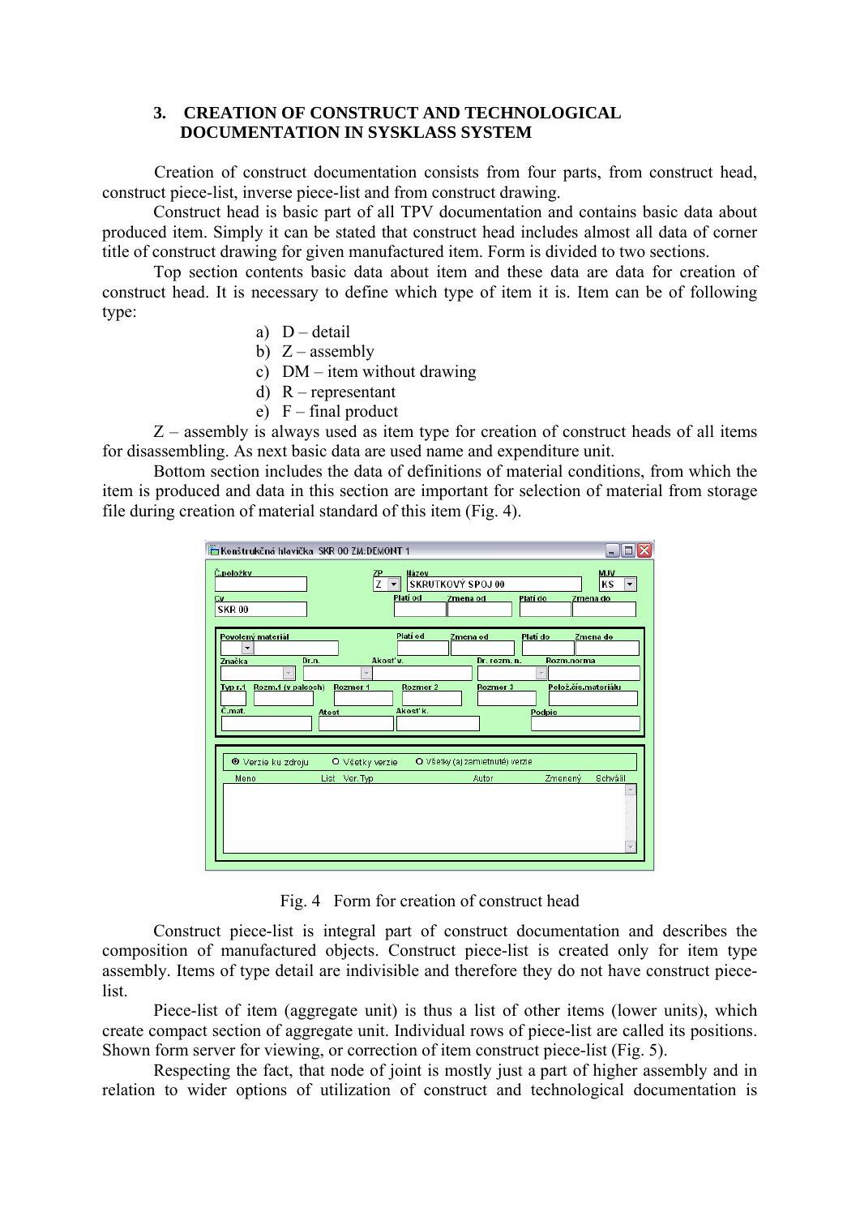## 3. CREATION OF CONSTRUCT AND TECHNOLOGICAL DOCUMENTATION IN SYSKLASS SYSTEM

Creation of construct documentation consists from four parts, from construct head, construct piece-list, inverse piece-list and from construct drawing.

Construct head is basic part of all TPV documentation and contains basic data about produced item. Simply it can be stated that construct head includes almost all data of corner title of construct drawing for given manufactured item. Form is divided to two sections.

Top section contents basic data about item and these data are data for creation of construct head. It is necessary to define which type of item it is. Item can be of following type:

a) D – detail
b) Z – assembly
c) DM – item without drawing
d) R – representant
e) F – final product

Z – assembly is always used as item type for creation of construct heads of all items for disassembling. As next basic data are used name and expenditure unit.

Bottom section includes the data of definitions of material conditions, from which the item is produced and data in this section are important for selection of material from storage file during creation of material standard of this item (Fig. 4).

Fig. 4 Form for creation of construct head

Construct piece-list is integral part of construct documentation and describes the composition of manufactured objects. Construct piece-list is created only for item type assembly. Items of type detail are indivisible and therefore they do not have construct piece-list.

Piece-list of item (aggregate unit) is thus a list of other items (lower units), which create compact section of aggregate unit. Individual rows of piece-list are called its positions. Shown form server for viewing, or correction of item construct piece-list (Fig. 5).

Respecting the fact, that node of joint is mostly just a part of higher assembly and in relation to wider options of utilization of construct and technological documentation is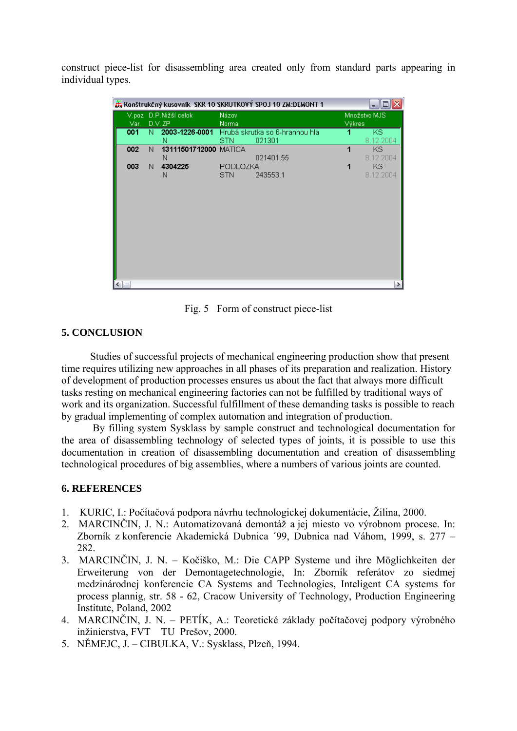construct piece-list for disassembling area created only from standard parts appearing in individual types.

Konštrukčný kusovník SKR 10 SKRUTKOVÝ SPOJ 10 ZM:DEMONT 1

| V.poz / Var. | D.P. / D.V. | Nižší celok / ZP | Názov / Norma | | Množstvo / Výkres | MJS |
|---|---|---|---|---|---|---|
| 001 | N | 2003-1226-0001 | Hrubá skrutka so 6-hrannou hla | | 1 | KS |
| | | N | STN | 021301 | | 8.12.2004 |
| 002 | N | 13111501712000 | MATICA | | 1 | KS |
| | | N | | 021401.55 | | 8.12.2004 |
| 003 | N | 4304225 | PODLOZKA | | 1 | KS |
| | | N | STN | 243553.1 | | 8.12.2004 |

Fig. 5 Form of construct piece-list

## 5. CONCLUSION

Studies of successful projects of mechanical engineering production show that present time requires utilizing new approaches in all phases of its preparation and realization. History of development of production processes ensures us about the fact that always more difficult tasks resting on mechanical engineering factories can not be fulfilled by traditional ways of work and its organization. Successful fulfillment of these demanding tasks is possible to reach by gradual implementing of complex automation and integration of production.

By filling system Sysklass by sample construct and technological documentation for the area of disassembling technology of selected types of joints, it is possible to use this documentation in creation of disassembling documentation and creation of disassembling technological procedures of big assemblies, where a numbers of various joints are counted.

## 6. REFERENCES

1. KURIC, I.: Počítačová podpora návrhu technologickej dokumentácie, Žilina, 2000.
2. MARCINČIN, J. N.: Automatizovaná demontáž a jej miesto vo výrobnom procese. In: Zborník z konferencie Akademická Dubnica ´99, Dubnica nad Váhom, 1999, s. 277 – 282.
3. MARCINČIN, J. N. – Kočiško, M.: Die CAPP Systeme und ihre Möglichkeiten der Erweiterung von der Demontagetechnologie, In: Zborník referátov zo siedmej medzinárodnej konferencie CA Systems and Technologies, Inteligent CA systems for process plannig, str. 58 - 62, Cracow University of Technology, Production Engineering Institute, Poland, 2002
4. MARCINČIN, J. N. – PETÍK, A.: Teoretické základy počítačovej podpory výrobného inžinierstva, FVT TU Prešov, 2000.
5. NĚMEJC, J. – CIBULKA, V.: Sysklass, Plzeň, 1994.